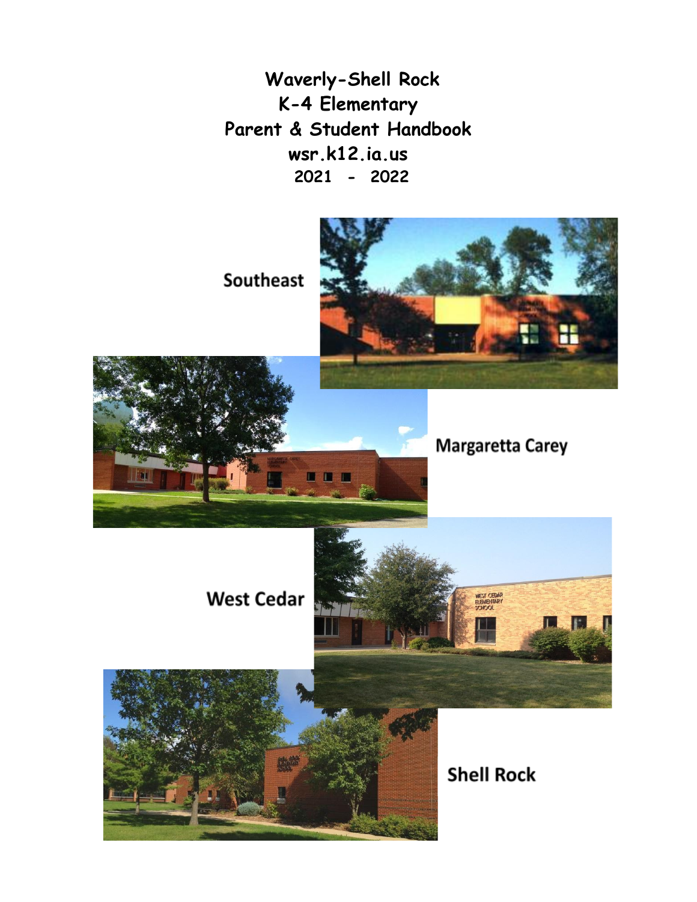# Waverly-Shell Rock
# K-4 Elementary
# Parent & Student Handbook

**wsr.k12.ia.us**

**2021 - 2022**

Southeast

Margaretta Carey

West Cedar

Shell Rock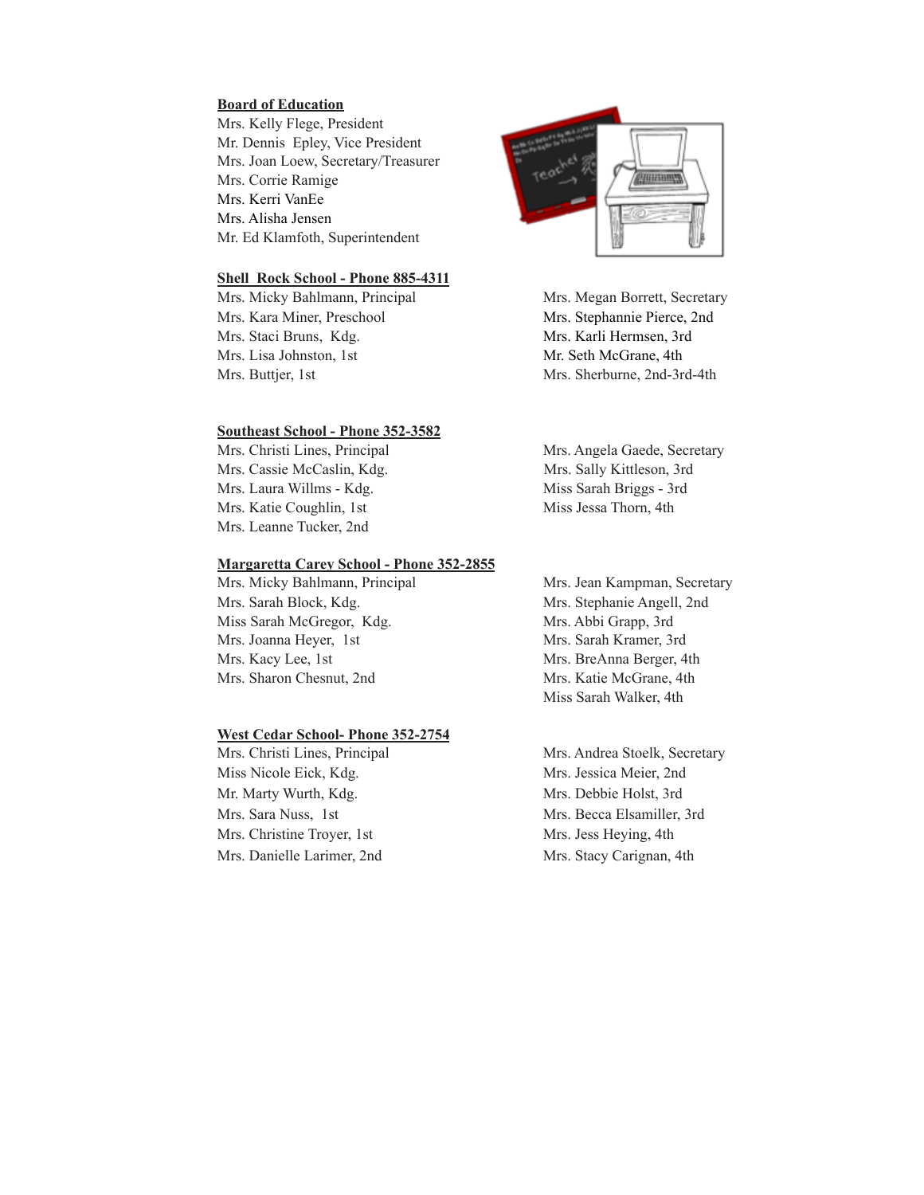**Board of Education**

Mrs. Kelly Flege, President
Mr. Dennis Epley, Vice President
Mrs. Joan Loew, Secretary/Treasurer
Mrs. Corrie Ramige
Mrs. Kerri VanEe
Mrs. Alisha Jensen
Mr. Ed Klamfoth, Superintendent

**Shell Rock School - Phone 885-4311**

Mrs. Micky Bahlmann, Principal
Mrs. Kara Miner, Preschool
Mrs. Staci Bruns, Kdg.
Mrs. Lisa Johnston, 1st
Mrs. Buttjer, 1st
Mrs. Megan Borrett, Secretary
Mrs. Stephannie Pierce, 2nd
Mrs. Karli Hermsen, 3rd
Mr. Seth McGrane, 4th
Mrs. Sherburne, 2nd-3rd-4th

**Southeast School - Phone 352-3582**

Mrs. Christi Lines, Principal
Mrs. Cassie McCaslin, Kdg.
Mrs. Laura Willms - Kdg.
Mrs. Katie Coughlin, 1st
Mrs. Leanne Tucker, 2nd
Mrs. Angela Gaede, Secretary
Mrs. Sally Kittleson, 3rd
Miss Sarah Briggs - 3rd
Miss Jessa Thorn, 4th

**Margaretta Carey School - Phone 352-2855**

Mrs. Micky Bahlmann, Principal
Mrs. Sarah Block, Kdg.
Miss Sarah McGregor, Kdg.
Mrs. Joanna Heyer, 1st
Mrs. Kacy Lee, 1st
Mrs. Sharon Chesnut, 2nd
Mrs. Jean Kampman, Secretary
Mrs. Stephanie Angell, 2nd
Mrs. Abbi Grapp, 3rd
Mrs. Sarah Kramer, 3rd
Mrs. BreAnna Berger, 4th
Mrs. Katie McGrane, 4th
Miss Sarah Walker, 4th

**West Cedar School- Phone 352-2754**

Mrs. Christi Lines, Principal
Miss Nicole Eick, Kdg.
Mr. Marty Wurth, Kdg.
Mrs. Sara Nuss, 1st
Mrs. Christine Troyer, 1st
Mrs. Danielle Larimer, 2nd
Mrs. Andrea Stoelk, Secretary
Mrs. Jessica Meier, 2nd
Mrs. Debbie Holst, 3rd
Mrs. Becca Elsamiller, 3rd
Mrs. Jess Heying, 4th
Mrs. Stacy Carignan, 4th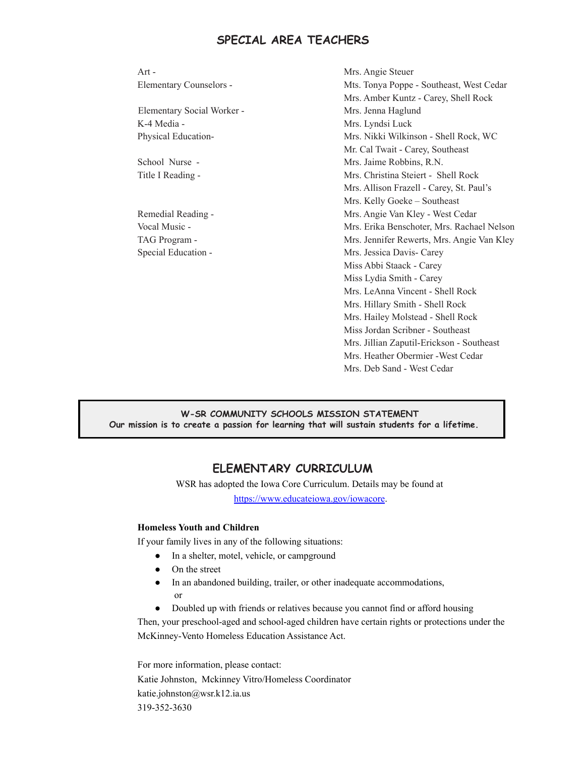## SPECIAL AREA TEACHERS

| | |
|---|---|
| Art - | Mrs. Angie Steuer |
| Elementary Counselors - | Mts. Tonya Poppe - Southeast, West Cedar |
| | Mrs. Amber Kuntz - Carey, Shell Rock |
| Elementary Social Worker - | Mrs. Jenna Haglund |
| K-4 Media - | Mrs. Lyndsi Luck |
| Physical Education- | Mrs. Nikki Wilkinson - Shell Rock, WC |
| | Mr. Cal Twait - Carey, Southeast |
| School Nurse - | Mrs. Jaime Robbins, R.N. |
| Title I Reading - | Mrs. Christina Steiert - Shell Rock |
| | Mrs. Allison Frazell - Carey, St. Paul's |
| | Mrs. Kelly Goeke – Southeast |
| Remedial Reading - | Mrs. Angie Van Kley - West Cedar |
| Vocal Music - | Mrs. Erika Benschoter, Mrs. Rachael Nelson |
| TAG Program - | Mrs. Jennifer Rewerts, Mrs. Angie Van Kley |
| Special Education - | Mrs. Jessica Davis- Carey |
| | Miss Abbi Staack - Carey |
| | Miss Lydia Smith - Carey |
| | Mrs. LeAnna Vincent - Shell Rock |
| | Mrs. Hillary Smith - Shell Rock |
| | Mrs. Hailey Molstead - Shell Rock |
| | Miss Jordan Scribner - Southeast |
| | Mrs. Jillian Zaputil-Erickson - Southeast |
| | Mrs. Heather Obermier -West Cedar |
| | Mrs. Deb Sand - West Cedar |

**W-SR COMMUNITY SCHOOLS MISSION STATEMENT**
**Our mission is to create a passion for learning that will sustain students for a lifetime.**

## ELEMENTARY CURRICULUM

WSR has adopted the Iowa Core Curriculum. Details may be found at https://www.educateiowa.gov/iowacore.

**Homeless Youth and Children**

If your family lives in any of the following situations:

- In a shelter, motel, vehicle, or campground
- On the street
- In an abandoned building, trailer, or other inadequate accommodations, or
- Doubled up with friends or relatives because you cannot find or afford housing

Then, your preschool-aged and school-aged children have certain rights or protections under the McKinney-Vento Homeless Education Assistance Act.

For more information, please contact:
Katie Johnston, Mckinney Vitro/Homeless Coordinator
katie.johnston@wsr.k12.ia.us
319-352-3630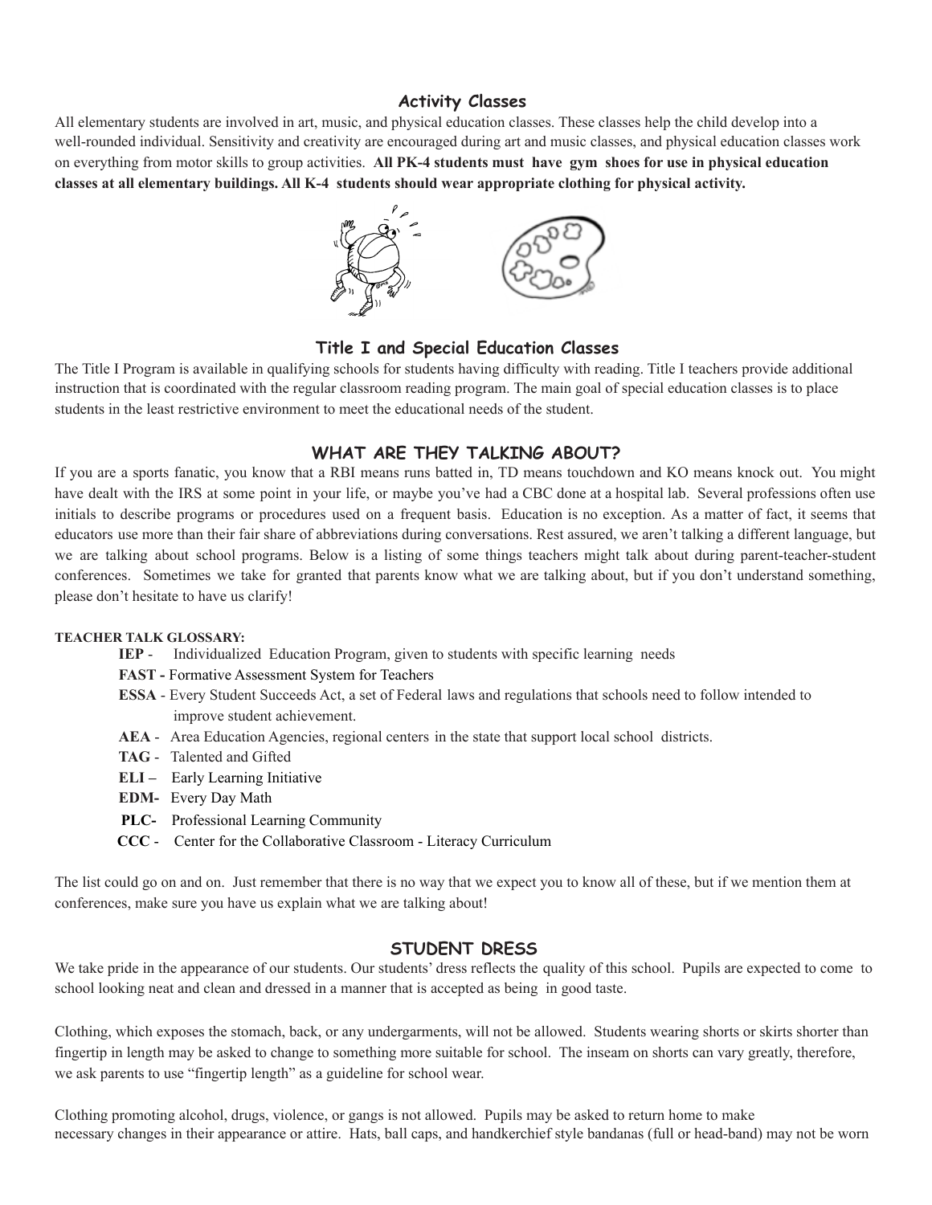## Activity Classes

All elementary students are involved in art, music, and physical education classes. These classes help the child develop into a well-rounded individual. Sensitivity and creativity are encouraged during art and music classes, and physical education classes work on everything from motor skills to group activities. **All PK-4 students must have gym shoes for use in physical education classes at all elementary buildings. All K-4 students should wear appropriate clothing for physical activity.**

## Title I and Special Education Classes

The Title I Program is available in qualifying schools for students having difficulty with reading. Title I teachers provide additional instruction that is coordinated with the regular classroom reading program. The main goal of special education classes is to place students in the least restrictive environment to meet the educational needs of the student.

## WHAT ARE THEY TALKING ABOUT?

If you are a sports fanatic, you know that a RBI means runs batted in, TD means touchdown and KO means knock out. You might have dealt with the IRS at some point in your life, or maybe you've had a CBC done at a hospital lab. Several professions often use initials to describe programs or procedures used on a frequent basis. Education is no exception. As a matter of fact, it seems that educators use more than their fair share of abbreviations during conversations. Rest assured, we aren't talking a different language, but we are talking about school programs. Below is a listing of some things teachers might talk about during parent-teacher-student conferences. Sometimes we take for granted that parents know what we are talking about, but if you don't understand something, please don't hesitate to have us clarify!

**TEACHER TALK GLOSSARY:**

- **IEP** - Individualized Education Program, given to students with specific learning needs
- **FAST -** Formative Assessment System for Teachers
- **ESSA** - Every Student Succeeds Act, a set of Federal laws and regulations that schools need to follow intended to improve student achievement.
- **AEA** - Area Education Agencies, regional centers in the state that support local school districts.
- **TAG** - Talented and Gifted
- **ELI –** Early Learning Initiative
- **EDM-** Every Day Math
- **PLC-** Professional Learning Community
- **CCC** - Center for the Collaborative Classroom - Literacy Curriculum

The list could go on and on. Just remember that there is no way that we expect you to know all of these, but if we mention them at conferences, make sure you have us explain what we are talking about!

## STUDENT DRESS

We take pride in the appearance of our students. Our students' dress reflects the quality of this school. Pupils are expected to come to school looking neat and clean and dressed in a manner that is accepted as being in good taste.

Clothing, which exposes the stomach, back, or any undergarments, will not be allowed. Students wearing shorts or skirts shorter than fingertip in length may be asked to change to something more suitable for school. The inseam on shorts can vary greatly, therefore, we ask parents to use "fingertip length" as a guideline for school wear.

Clothing promoting alcohol, drugs, violence, or gangs is not allowed. Pupils may be asked to return home to make necessary changes in their appearance or attire. Hats, ball caps, and handkerchief style bandanas (full or head-band) may not be worn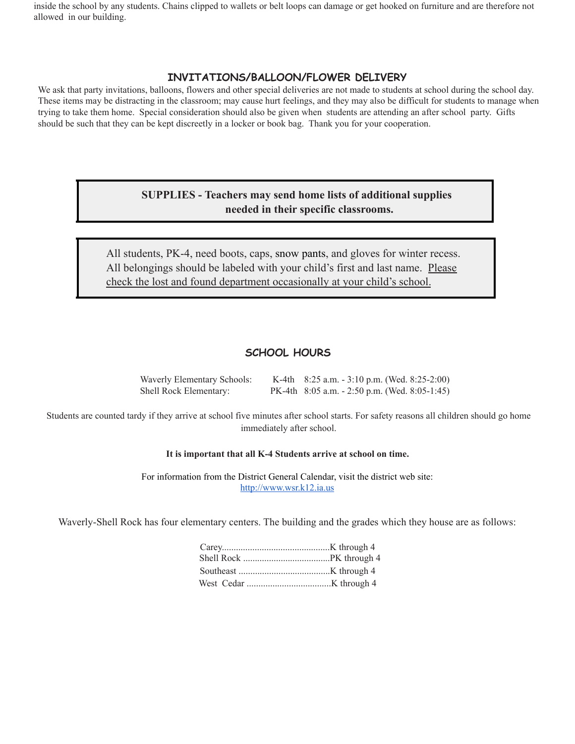inside the school by any students. Chains clipped to wallets or belt loops can damage or get hooked on furniture and are therefore not allowed in our building.

## INVITATIONS/BALLOON/FLOWER DELIVERY

We ask that party invitations, balloons, flowers and other special deliveries are not made to students at school during the school day. These items may be distracting in the classroom; may cause hurt feelings, and they may also be difficult for students to manage when trying to take them home. Special consideration should also be given when students are attending an after school party. Gifts should be such that they can be kept discreetly in a locker or book bag. Thank you for your cooperation.

**SUPPLIES - Teachers may send home lists of additional supplies needed in their specific classrooms.**

All students, PK-4, need boots, caps, snow pants, and gloves for winter recess. All belongings should be labeled with your child's first and last name. Please check the lost and found department occasionally at your child's school.

## SCHOOL HOURS

| | | |
|---|---|---|
| Waverly Elementary Schools: | K-4th | 8:25 a.m. - 3:10 p.m. (Wed. 8:25-2:00) |
| Shell Rock Elementary: | PK-4th | 8:05 a.m. - 2:50 p.m. (Wed. 8:05-1:45) |

Students are counted tardy if they arrive at school five minutes after school starts. For safety reasons all children should go home immediately after school.

**It is important that all K-4 Students arrive at school on time.**

For information from the District General Calendar, visit the district web site: http://www.wsr.k12.ia.us

Waverly-Shell Rock has four elementary centers. The building and the grades which they house are as follows:

| Building | Grades |
|---|---|
| Carey | K through 4 |
| Shell Rock | PK through 4 |
| Southeast | K through 4 |
| West Cedar | K through 4 |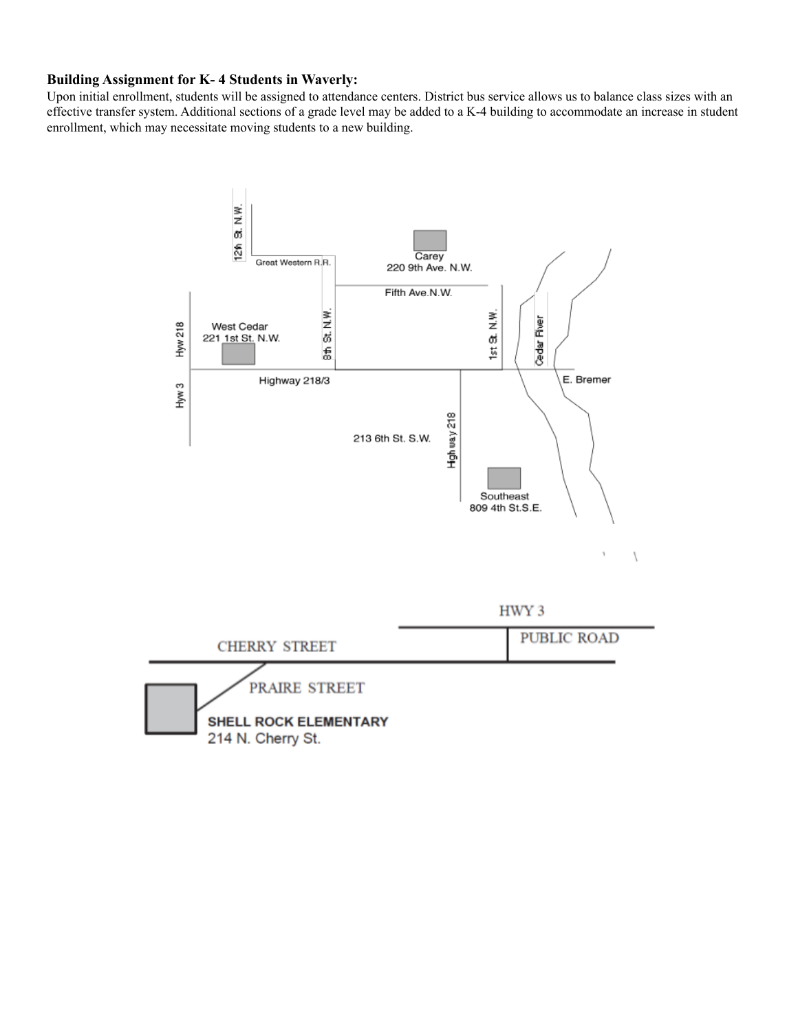**Building Assignment for K- 4 Students in Waverly:**

Upon initial enrollment, students will be assigned to attendance centers. District bus service allows us to balance class sizes with an effective transfer system. Additional sections of a grade level may be added to a K-4 building to accommodate an increase in student enrollment, which may necessitate moving students to a new building.

12th St. N.W.

Great Western R.R.

Carey
220 9th Ave. N.W.

Fifth Ave.N.W.

West Cedar
221 1st St. N.W.

Hyw 218

8th St. N.W.

1st St. N.W.

Cedar River

Highway 218/3

E. Bremer

Hyw 3

213 6th St. S.W.

Highway 218

Southeast
809 4th St.S.E.

HWY 3

PUBLIC ROAD

CHERRY STREET

PRAIRE STREET

**SHELL ROCK ELEMENTARY**
214 N. Cherry St.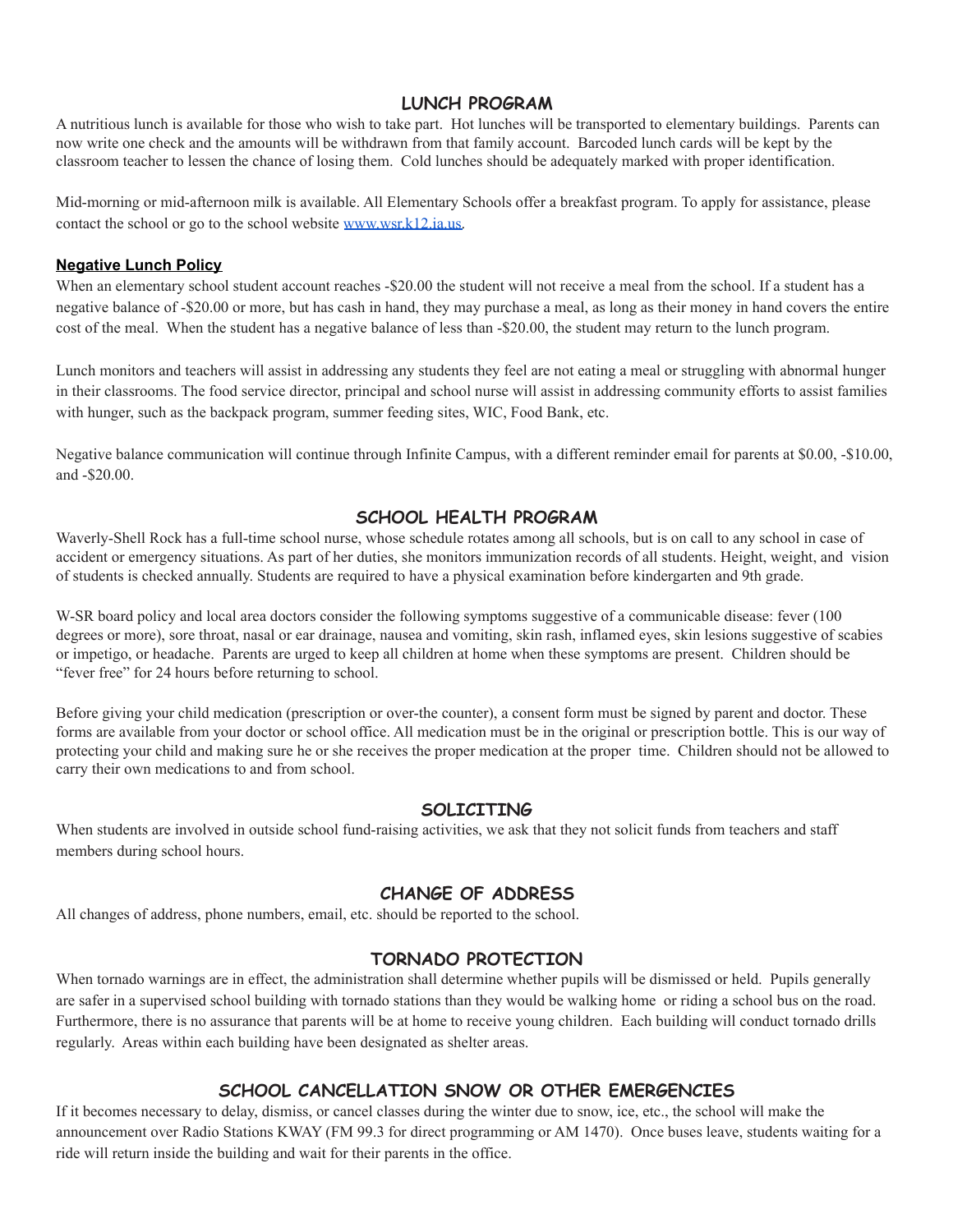## LUNCH PROGRAM

A nutritious lunch is available for those who wish to take part. Hot lunches will be transported to elementary buildings. Parents can now write one check and the amounts will be withdrawn from that family account. Barcoded lunch cards will be kept by the classroom teacher to lessen the chance of losing them. Cold lunches should be adequately marked with proper identification.

Mid-morning or mid-afternoon milk is available. All Elementary Schools offer a breakfast program. To apply for assistance, please contact the school or go to the school website [www.wsr.k12.ia.us](http://www.wsr.k12.ia.us).

### Negative Lunch Policy

When an elementary school student account reaches -$20.00 the student will not receive a meal from the school. If a student has a negative balance of -$20.00 or more, but has cash in hand, they may purchase a meal, as long as their money in hand covers the entire cost of the meal. When the student has a negative balance of less than -$20.00, the student may return to the lunch program.

Lunch monitors and teachers will assist in addressing any students they feel are not eating a meal or struggling with abnormal hunger in their classrooms. The food service director, principal and school nurse will assist in addressing community efforts to assist families with hunger, such as the backpack program, summer feeding sites, WIC, Food Bank, etc.

Negative balance communication will continue through Infinite Campus, with a different reminder email for parents at $0.00, -$10.00, and -$20.00.

## SCHOOL HEALTH PROGRAM

Waverly-Shell Rock has a full-time school nurse, whose schedule rotates among all schools, but is on call to any school in case of accident or emergency situations. As part of her duties, she monitors immunization records of all students. Height, weight, and vision of students is checked annually. Students are required to have a physical examination before kindergarten and 9th grade.

W-SR board policy and local area doctors consider the following symptoms suggestive of a communicable disease: fever (100 degrees or more), sore throat, nasal or ear drainage, nausea and vomiting, skin rash, inflamed eyes, skin lesions suggestive of scabies or impetigo, or headache. Parents are urged to keep all children at home when these symptoms are present. Children should be "fever free" for 24 hours before returning to school.

Before giving your child medication (prescription or over-the counter), a consent form must be signed by parent and doctor. These forms are available from your doctor or school office. All medication must be in the original or prescription bottle. This is our way of protecting your child and making sure he or she receives the proper medication at the proper time. Children should not be allowed to carry their own medications to and from school.

## SOLICITING

When students are involved in outside school fund-raising activities, we ask that they not solicit funds from teachers and staff members during school hours.

## CHANGE OF ADDRESS

All changes of address, phone numbers, email, etc. should be reported to the school.

## TORNADO PROTECTION

When tornado warnings are in effect, the administration shall determine whether pupils will be dismissed or held. Pupils generally are safer in a supervised school building with tornado stations than they would be walking home or riding a school bus on the road. Furthermore, there is no assurance that parents will be at home to receive young children. Each building will conduct tornado drills regularly. Areas within each building have been designated as shelter areas.

## SCHOOL CANCELLATION SNOW OR OTHER EMERGENCIES

If it becomes necessary to delay, dismiss, or cancel classes during the winter due to snow, ice, etc., the school will make the announcement over Radio Stations KWAY (FM 99.3 for direct programming or AM 1470). Once buses leave, students waiting for a ride will return inside the building and wait for their parents in the office.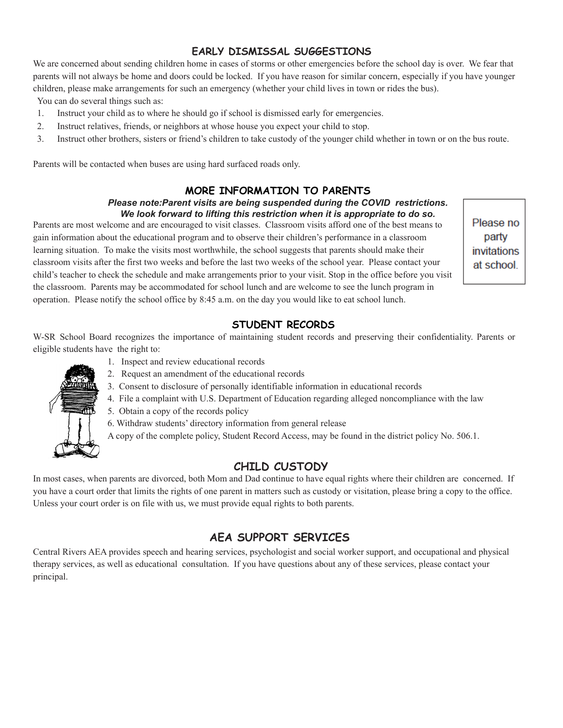## EARLY DISMISSAL SUGGESTIONS

We are concerned about sending children home in cases of storms or other emergencies before the school day is over. We fear that parents will not always be home and doors could be locked. If you have reason for similar concern, especially if you have younger children, please make arrangements for such an emergency (whether your child lives in town or rides the bus).

You can do several things such as:

1. Instruct your child as to where he should go if school is dismissed early for emergencies.
2. Instruct relatives, friends, or neighbors at whose house you expect your child to stop.
3. Instruct other brothers, sisters or friend's children to take custody of the younger child whether in town or on the bus route.

Parents will be contacted when buses are using hard surfaced roads only.

## MORE INFORMATION TO PARENTS

***Please note:Parent visits are being suspended during the COVID restrictions. We look forward to lifting this restriction when it is appropriate to do so.***

Parents are most welcome and are encouraged to visit classes. Classroom visits afford one of the best means to gain information about the educational program and to observe their children's performance in a classroom learning situation. To make the visits most worthwhile, the school suggests that parents should make their classroom visits after the first two weeks and before the last two weeks of the school year. Please contact your child's teacher to check the schedule and make arrangements prior to your visit. Stop in the office before you visit the classroom. Parents may be accommodated for school lunch and are welcome to see the lunch program in operation. Please notify the school office by 8:45 a.m. on the day you would like to eat school lunch.

Please no party invitations at school.

## STUDENT RECORDS

W-SR School Board recognizes the importance of maintaining student records and preserving their confidentiality. Parents or eligible students have the right to:

1. Inspect and review educational records
2. Request an amendment of the educational records
3. Consent to disclosure of personally identifiable information in educational records
4. File a complaint with U.S. Department of Education regarding alleged noncompliance with the law
5. Obtain a copy of the records policy
6. Withdraw students' directory information from general release

A copy of the complete policy, Student Record Access, may be found in the district policy No. 506.1.

## CHILD CUSTODY

In most cases, when parents are divorced, both Mom and Dad continue to have equal rights where their children are concerned. If you have a court order that limits the rights of one parent in matters such as custody or visitation, please bring a copy to the office. Unless your court order is on file with us, we must provide equal rights to both parents.

## AEA SUPPORT SERVICES

Central Rivers AEA provides speech and hearing services, psychologist and social worker support, and occupational and physical therapy services, as well as educational consultation. If you have questions about any of these services, please contact your principal.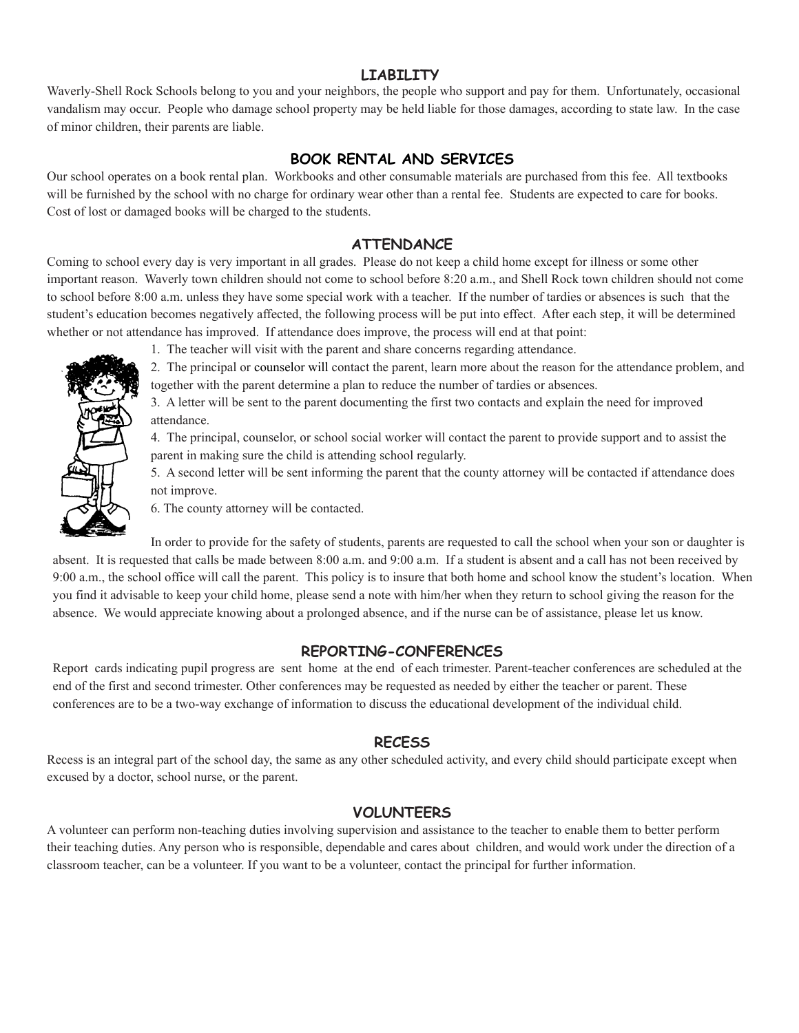## LIABILITY

Waverly-Shell Rock Schools belong to you and your neighbors, the people who support and pay for them. Unfortunately, occasional vandalism may occur. People who damage school property may be held liable for those damages, according to state law. In the case of minor children, their parents are liable.

## BOOK RENTAL AND SERVICES

Our school operates on a book rental plan. Workbooks and other consumable materials are purchased from this fee. All textbooks will be furnished by the school with no charge for ordinary wear other than a rental fee. Students are expected to care for books. Cost of lost or damaged books will be charged to the students.

## ATTENDANCE

Coming to school every day is very important in all grades. Please do not keep a child home except for illness or some other important reason. Waverly town children should not come to school before 8:20 a.m., and Shell Rock town children should not come to school before 8:00 a.m. unless they have some special work with a teacher. If the number of tardies or absences is such that the student's education becomes negatively affected, the following process will be put into effect. After each step, it will be determined whether or not attendance has improved. If attendance does improve, the process will end at that point:

1. The teacher will visit with the parent and share concerns regarding attendance.
2. The principal or counselor will contact the parent, learn more about the reason for the attendance problem, and together with the parent determine a plan to reduce the number of tardies or absences.
3. A letter will be sent to the parent documenting the first two contacts and explain the need for improved attendance.
4. The principal, counselor, or school social worker will contact the parent to provide support and to assist the parent in making sure the child is attending school regularly.
5. A second letter will be sent informing the parent that the county attorney will be contacted if attendance does not improve.
6. The county attorney will be contacted.

In order to provide for the safety of students, parents are requested to call the school when your son or daughter is absent. It is requested that calls be made between 8:00 a.m. and 9:00 a.m. If a student is absent and a call has not been received by 9:00 a.m., the school office will call the parent. This policy is to insure that both home and school know the student's location. When you find it advisable to keep your child home, please send a note with him/her when they return to school giving the reason for the absence. We would appreciate knowing about a prolonged absence, and if the nurse can be of assistance, please let us know.

## REPORTING-CONFERENCES

Report cards indicating pupil progress are sent home at the end of each trimester. Parent-teacher conferences are scheduled at the end of the first and second trimester. Other conferences may be requested as needed by either the teacher or parent. These conferences are to be a two-way exchange of information to discuss the educational development of the individual child.

## RECESS

Recess is an integral part of the school day, the same as any other scheduled activity, and every child should participate except when excused by a doctor, school nurse, or the parent.

## VOLUNTEERS

A volunteer can perform non-teaching duties involving supervision and assistance to the teacher to enable them to better perform their teaching duties. Any person who is responsible, dependable and cares about children, and would work under the direction of a classroom teacher, can be a volunteer. If you want to be a volunteer, contact the principal for further information.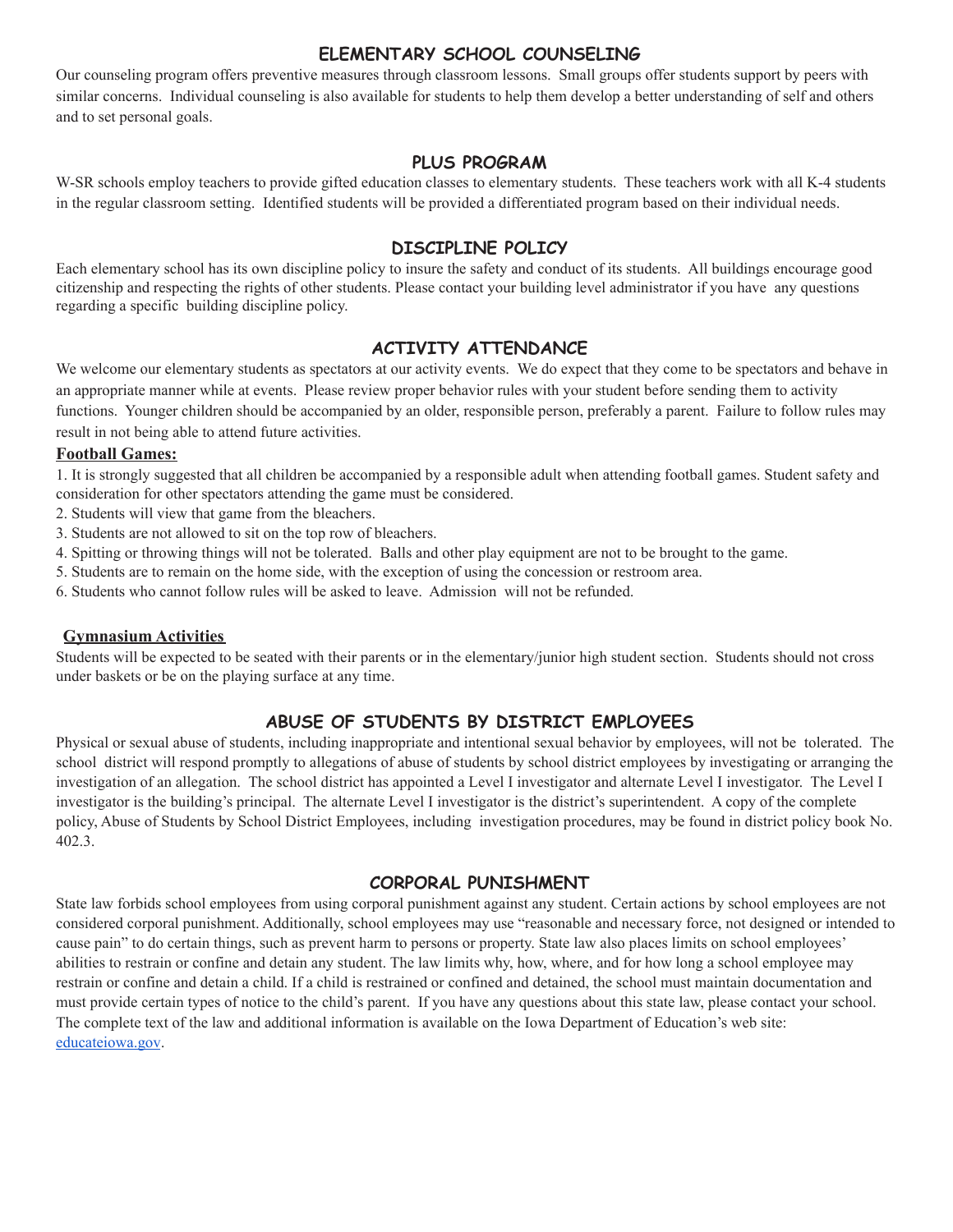## ELEMENTARY SCHOOL COUNSELING

Our counseling program offers preventive measures through classroom lessons. Small groups offer students support by peers with similar concerns. Individual counseling is also available for students to help them develop a better understanding of self and others and to set personal goals.

## PLUS PROGRAM

W-SR schools employ teachers to provide gifted education classes to elementary students. These teachers work with all K-4 students in the regular classroom setting. Identified students will be provided a differentiated program based on their individual needs.

## DISCIPLINE POLICY

Each elementary school has its own discipline policy to insure the safety and conduct of its students. All buildings encourage good citizenship and respecting the rights of other students. Please contact your building level administrator if you have any questions regarding a specific building discipline policy.

## ACTIVITY ATTENDANCE

We welcome our elementary students as spectators at our activity events. We do expect that they come to be spectators and behave in an appropriate manner while at events. Please review proper behavior rules with your student before sending them to activity functions. Younger children should be accompanied by an older, responsible person, preferably a parent. Failure to follow rules may result in not being able to attend future activities.

**Football Games:**

1. It is strongly suggested that all children be accompanied by a responsible adult when attending football games. Student safety and consideration for other spectators attending the game must be considered.
2. Students will view that game from the bleachers.
3. Students are not allowed to sit on the top row of bleachers.
4. Spitting or throwing things will not be tolerated. Balls and other play equipment are not to be brought to the game.
5. Students are to remain on the home side, with the exception of using the concession or restroom area.
6. Students who cannot follow rules will be asked to leave. Admission will not be refunded.

**Gymnasium Activities**

Students will be expected to be seated with their parents or in the elementary/junior high student section. Students should not cross under baskets or be on the playing surface at any time.

## ABUSE OF STUDENTS BY DISTRICT EMPLOYEES

Physical or sexual abuse of students, including inappropriate and intentional sexual behavior by employees, will not be tolerated. The school district will respond promptly to allegations of abuse of students by school district employees by investigating or arranging the investigation of an allegation. The school district has appointed a Level I investigator and alternate Level I investigator. The Level I investigator is the building's principal. The alternate Level I investigator is the district's superintendent. A copy of the complete policy, Abuse of Students by School District Employees, including investigation procedures, may be found in district policy book No. 402.3.

## CORPORAL PUNISHMENT

State law forbids school employees from using corporal punishment against any student. Certain actions by school employees are not considered corporal punishment. Additionally, school employees may use "reasonable and necessary force, not designed or intended to cause pain" to do certain things, such as prevent harm to persons or property. State law also places limits on school employees' abilities to restrain or confine and detain any student. The law limits why, how, where, and for how long a school employee may restrain or confine and detain a child. If a child is restrained or confined and detained, the school must maintain documentation and must provide certain types of notice to the child's parent. If you have any questions about this state law, please contact your school. The complete text of the law and additional information is available on the Iowa Department of Education's web site: [educateiowa.gov](educateiowa.gov).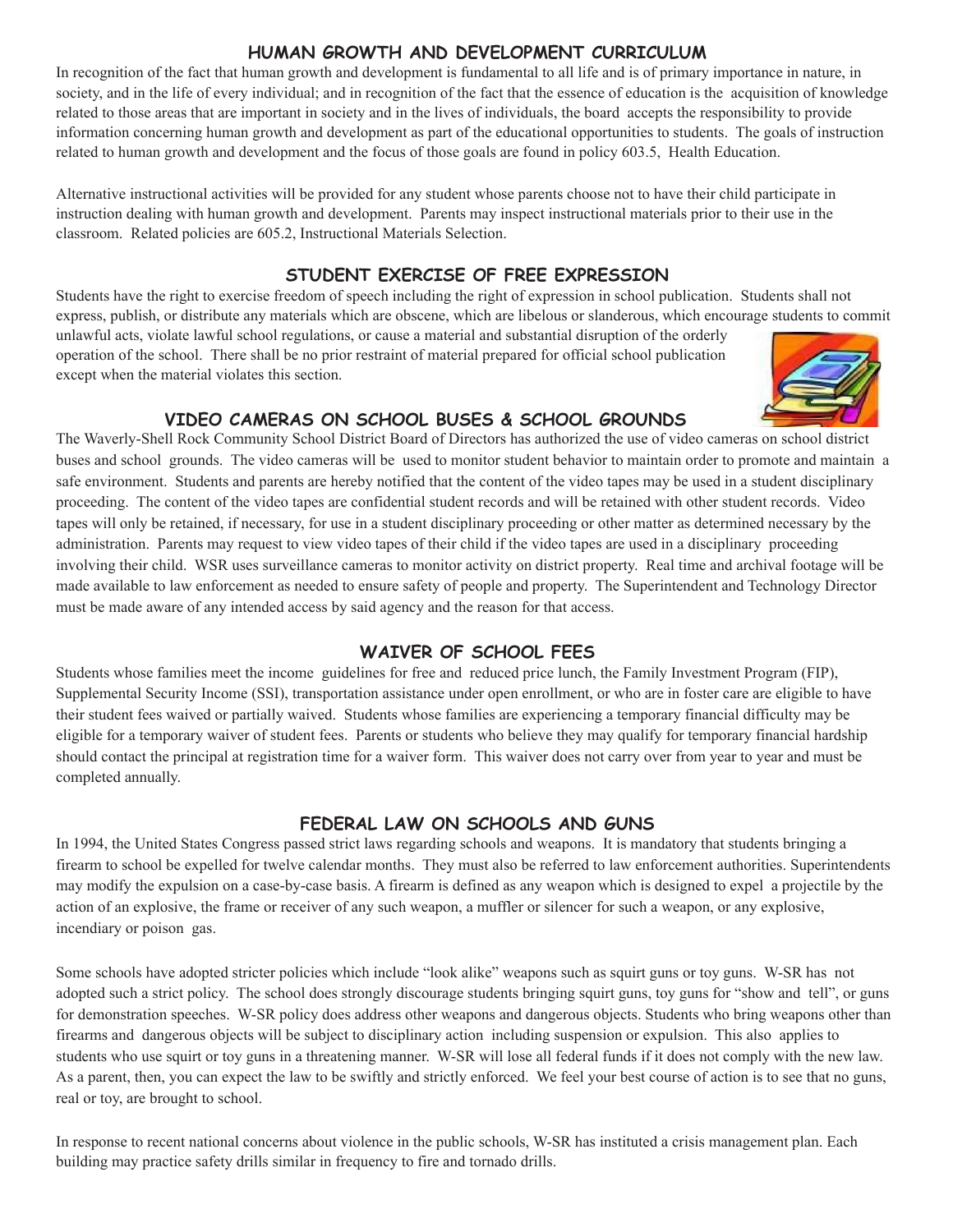## HUMAN GROWTH AND DEVELOPMENT CURRICULUM

In recognition of the fact that human growth and development is fundamental to all life and is of primary importance in nature, in society, and in the life of every individual; and in recognition of the fact that the essence of education is the acquisition of knowledge related to those areas that are important in society and in the lives of individuals, the board accepts the responsibility to provide information concerning human growth and development as part of the educational opportunities to students. The goals of instruction related to human growth and development and the focus of those goals are found in policy 603.5, Health Education.

Alternative instructional activities will be provided for any student whose parents choose not to have their child participate in instruction dealing with human growth and development. Parents may inspect instructional materials prior to their use in the classroom. Related policies are 605.2, Instructional Materials Selection.

## STUDENT EXERCISE OF FREE EXPRESSION

Students have the right to exercise freedom of speech including the right of expression in school publication. Students shall not express, publish, or distribute any materials which are obscene, which are libelous or slanderous, which encourage students to commit unlawful acts, violate lawful school regulations, or cause a material and substantial disruption of the orderly operation of the school. There shall be no prior restraint of material prepared for official school publication except when the material violates this section.

## VIDEO CAMERAS ON SCHOOL BUSES & SCHOOL GROUNDS

The Waverly-Shell Rock Community School District Board of Directors has authorized the use of video cameras on school district buses and school grounds. The video cameras will be used to monitor student behavior to maintain order to promote and maintain a safe environment. Students and parents are hereby notified that the content of the video tapes may be used in a student disciplinary proceeding. The content of the video tapes are confidential student records and will be retained with other student records. Video tapes will only be retained, if necessary, for use in a student disciplinary proceeding or other matter as determined necessary by the administration. Parents may request to view video tapes of their child if the video tapes are used in a disciplinary proceeding involving their child. WSR uses surveillance cameras to monitor activity on district property. Real time and archival footage will be made available to law enforcement as needed to ensure safety of people and property. The Superintendent and Technology Director must be made aware of any intended access by said agency and the reason for that access.

## WAIVER OF SCHOOL FEES

Students whose families meet the income guidelines for free and reduced price lunch, the Family Investment Program (FIP), Supplemental Security Income (SSI), transportation assistance under open enrollment, or who are in foster care are eligible to have their student fees waived or partially waived. Students whose families are experiencing a temporary financial difficulty may be eligible for a temporary waiver of student fees. Parents or students who believe they may qualify for temporary financial hardship should contact the principal at registration time for a waiver form. This waiver does not carry over from year to year and must be completed annually.

## FEDERAL LAW ON SCHOOLS AND GUNS

In 1994, the United States Congress passed strict laws regarding schools and weapons. It is mandatory that students bringing a firearm to school be expelled for twelve calendar months. They must also be referred to law enforcement authorities. Superintendents may modify the expulsion on a case-by-case basis. A firearm is defined as any weapon which is designed to expel a projectile by the action of an explosive, the frame or receiver of any such weapon, a muffler or silencer for such a weapon, or any explosive, incendiary or poison gas.

Some schools have adopted stricter policies which include "look alike" weapons such as squirt guns or toy guns. W-SR has not adopted such a strict policy. The school does strongly discourage students bringing squirt guns, toy guns for "show and tell", or guns for demonstration speeches. W-SR policy does address other weapons and dangerous objects. Students who bring weapons other than firearms and dangerous objects will be subject to disciplinary action including suspension or expulsion. This also applies to students who use squirt or toy guns in a threatening manner. W-SR will lose all federal funds if it does not comply with the new law. As a parent, then, you can expect the law to be swiftly and strictly enforced. We feel your best course of action is to see that no guns, real or toy, are brought to school.

In response to recent national concerns about violence in the public schools, W-SR has instituted a crisis management plan. Each building may practice safety drills similar in frequency to fire and tornado drills.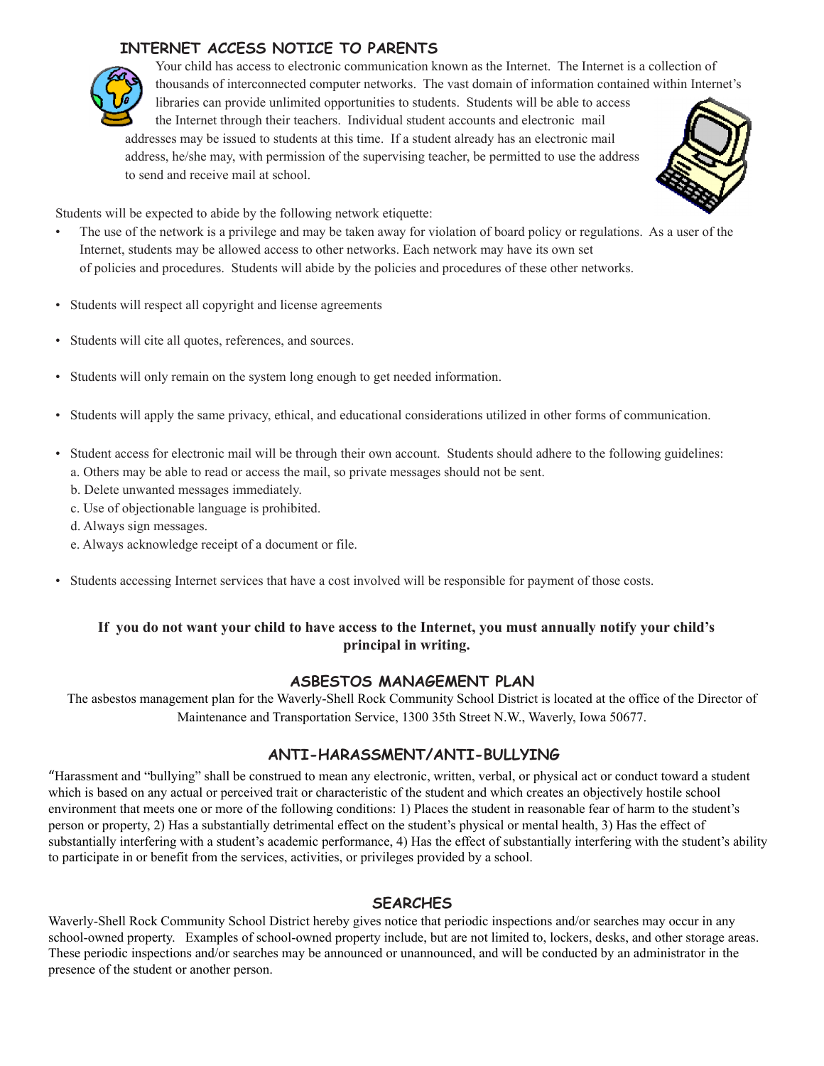## INTERNET ACCESS NOTICE TO PARENTS

Your child has access to electronic communication known as the Internet. The Internet is a collection of thousands of interconnected computer networks. The vast domain of information contained within Internet's libraries can provide unlimited opportunities to students. Students will be able to access the Internet through their teachers. Individual student accounts and electronic mail addresses may be issued to students at this time. If a student already has an electronic mail address, he/she may, with permission of the supervising teacher, be permitted to use the address to send and receive mail at school.

Students will be expected to abide by the following network etiquette:

- The use of the network is a privilege and may be taken away for violation of board policy or regulations. As a user of the Internet, students may be allowed access to other networks. Each network may have its own set of policies and procedures. Students will abide by the policies and procedures of these other networks.
- Students will respect all copyright and license agreements
- Students will cite all quotes, references, and sources.
- Students will only remain on the system long enough to get needed information.
- Students will apply the same privacy, ethical, and educational considerations utilized in other forms of communication.
- Student access for electronic mail will be through their own account. Students should adhere to the following guidelines:
  a. Others may be able to read or access the mail, so private messages should not be sent.
  b. Delete unwanted messages immediately.
  c. Use of objectionable language is prohibited.
  d. Always sign messages.
  e. Always acknowledge receipt of a document or file.
- Students accessing Internet services that have a cost involved will be responsible for payment of those costs.

**If you do not want your child to have access to the Internet, you must annually notify your child's principal in writing.**

## ASBESTOS MANAGEMENT PLAN

The asbestos management plan for the Waverly-Shell Rock Community School District is located at the office of the Director of Maintenance and Transportation Service, 1300 35th Street N.W., Waverly, Iowa 50677.

## ANTI-HARASSMENT/ANTI-BULLYING

"Harassment and "bullying" shall be construed to mean any electronic, written, verbal, or physical act or conduct toward a student which is based on any actual or perceived trait or characteristic of the student and which creates an objectively hostile school environment that meets one or more of the following conditions: 1) Places the student in reasonable fear of harm to the student's person or property, 2) Has a substantially detrimental effect on the student's physical or mental health, 3) Has the effect of substantially interfering with a student's academic performance, 4) Has the effect of substantially interfering with the student's ability to participate in or benefit from the services, activities, or privileges provided by a school.

## SEARCHES

Waverly-Shell Rock Community School District hereby gives notice that periodic inspections and/or searches may occur in any school-owned property. Examples of school-owned property include, but are not limited to, lockers, desks, and other storage areas. These periodic inspections and/or searches may be announced or unannounced, and will be conducted by an administrator in the presence of the student or another person.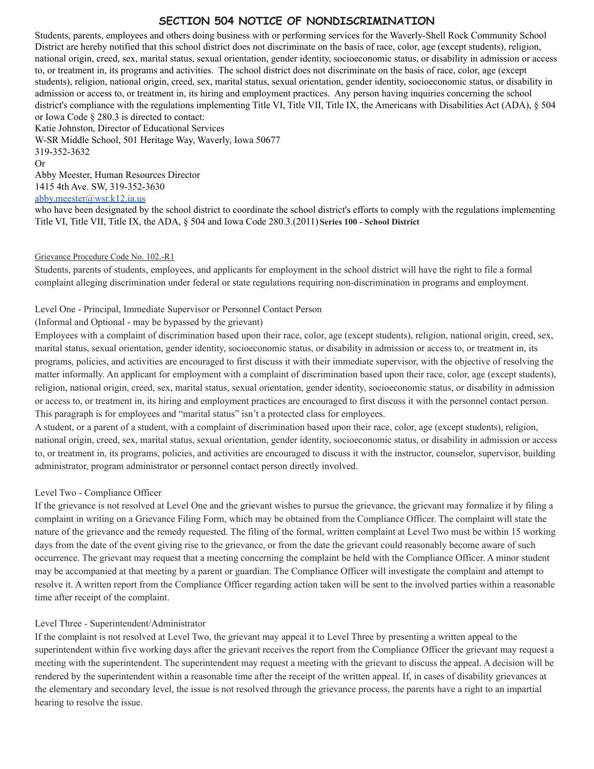# SECTION 504 NOTICE OF NONDISCRIMINATION

Students, parents, employees and others doing business with or performing services for the Waverly-Shell Rock Community School District are hereby notified that this school district does not discriminate on the basis of race, color, age (except students), religion, national origin, creed, sex, marital status, sexual orientation, gender identity, socioeconomic status, or disability in admission or access to, or treatment in, its programs and activities. The school district does not discriminate on the basis of race, color, age (except students), religion, national origin, creed, sex, marital status, sexual orientation, gender identity, socioeconomic status, or disability in admission or access to, or treatment in, its hiring and employment practices. Any person having inquiries concerning the school district's compliance with the regulations implementing Title VI, Title VII, Title IX, the Americans with Disabilities Act (ADA), § 504 or Iowa Code § 280.3 is directed to contact:

Katie Johnston, Director of Educational Services
W-SR Middle School, 501 Heritage Way, Waverly, Iowa 50677
319-352-3632
Or
Abby Meester, Human Resources Director
1415 4th Ave. SW, 319-352-3630
abby.meester@wsr.k12.ia.us

who have been designated by the school district to coordinate the school district's efforts to comply with the regulations implementing Title VI, Title VII, Title IX, the ADA, § 504 and Iowa Code 280.3.(2011) **Series 100 - School District**

Grievance Procedure Code No. 102.-R1

Students, parents of students, employees, and applicants for employment in the school district will have the right to file a formal complaint alleging discrimination under federal or state regulations requiring non-discrimination in programs and employment.

Level One - Principal, Immediate Supervisor or Personnel Contact Person
(Informal and Optional - may be bypassed by the grievant)

Employees with a complaint of discrimination based upon their race, color, age (except students), religion, national origin, creed, sex, marital status, sexual orientation, gender identity, socioeconomic status, or disability in admission or access to, or treatment in, its programs, policies, and activities are encouraged to first discuss it with their immediate supervisor, with the objective of resolving the matter informally. An applicant for employment with a complaint of discrimination based upon their race, color, age (except students), religion, national origin, creed, sex, marital status, sexual orientation, gender identity, socioeconomic status, or disability in admission or access to, or treatment in, its hiring and employment practices are encouraged to first discuss it with the personnel contact person. This paragraph is for employees and "marital status" isn't a protected class for employees.

A student, or a parent of a student, with a complaint of discrimination based upon their race, color, age (except students), religion, national origin, creed, sex, marital status, sexual orientation, gender identity, socioeconomic status, or disability in admission or access to, or treatment in, its programs, policies, and activities are encouraged to discuss it with the instructor, counselor, supervisor, building administrator, program administrator or personnel contact person directly involved.

Level Two - Compliance Officer

If the grievance is not resolved at Level One and the grievant wishes to pursue the grievance, the grievant may formalize it by filing a complaint in writing on a Grievance Filing Form, which may be obtained from the Compliance Officer. The complaint will state the nature of the grievance and the remedy requested. The filing of the formal, written complaint at Level Two must be within 15 working days from the date of the event giving rise to the grievance, or from the date the grievant could reasonably become aware of such occurrence. The grievant may request that a meeting concerning the complaint be held with the Compliance Officer. A minor student may be accompanied at that meeting by a parent or guardian. The Compliance Officer will investigate the complaint and attempt to resolve it. A written report from the Compliance Officer regarding action taken will be sent to the involved parties within a reasonable time after receipt of the complaint.

Level Three - Superintendent/Administrator

If the complaint is not resolved at Level Two, the grievant may appeal it to Level Three by presenting a written appeal to the superintendent within five working days after the grievant receives the report from the Compliance Officer the grievant may request a meeting with the superintendent. The superintendent may request a meeting with the grievant to discuss the appeal. A decision will be rendered by the superintendent within a reasonable time after the receipt of the written appeal. If, in cases of disability grievances at the elementary and secondary level, the issue is not resolved through the grievance process, the parents have a right to an impartial hearing to resolve the issue.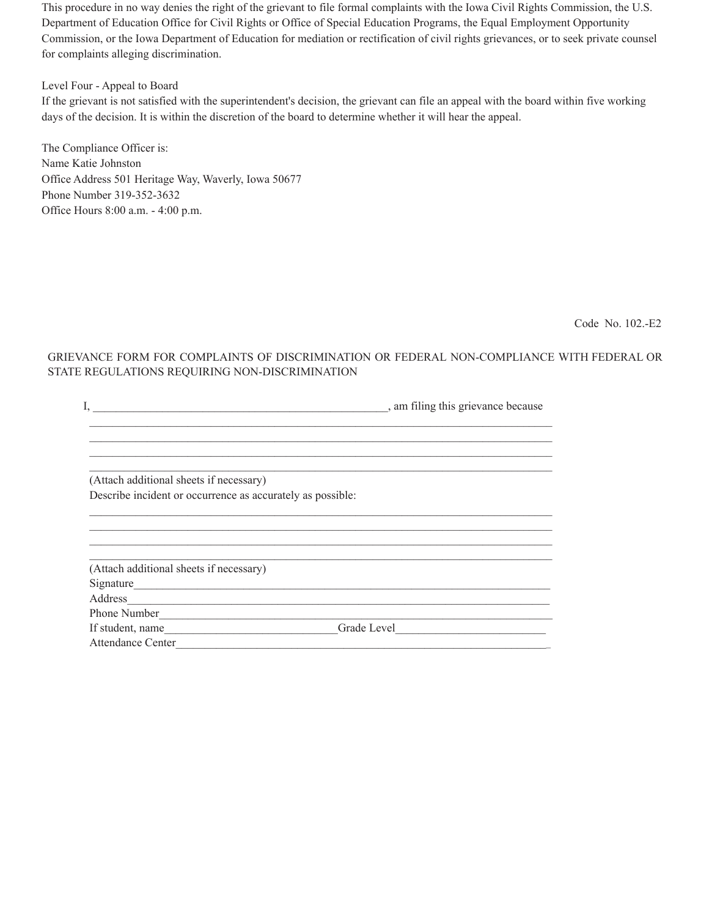This procedure in no way denies the right of the grievant to file formal complaints with the Iowa Civil Rights Commission, the U.S. Department of Education Office for Civil Rights or Office of Special Education Programs, the Equal Employment Opportunity Commission, or the Iowa Department of Education for mediation or rectification of civil rights grievances, or to seek private counsel for complaints alleging discrimination.

Level Four - Appeal to Board

If the grievant is not satisfied with the superintendent's decision, the grievant can file an appeal with the board within five working days of the decision. It is within the discretion of the board to determine whether it will hear the appeal.

The Compliance Officer is:
Name Katie Johnston
Office Address 501 Heritage Way, Waverly, Iowa 50677
Phone Number 319-352-3632
Office Hours 8:00 a.m. - 4:00 p.m.

Code No. 102.-E2

GRIEVANCE FORM FOR COMPLAINTS OF DISCRIMINATION OR FEDERAL NON-COMPLIANCE WITH FEDERAL OR STATE REGULATIONS REQUIRING NON-DISCRIMINATION

I, ____________________________________________________, am filing this grievance because
_________________________________________________________________________________
_________________________________________________________________________________
_________________________________________________________________________________
_________________________________________________________________________________

(Attach additional sheets if necessary)

Describe incident or occurrence as accurately as possible:
_________________________________________________________________________________
_________________________________________________________________________________
_________________________________________________________________________________
_________________________________________________________________________________

(Attach additional sheets if necessary)

Signature_________________________________________________________________________

Address__________________________________________________________________________

Phone Number_____________________________________________________________________

If student, name______________________________Grade Level__________________________

Attendance Center__________________________________________________________________